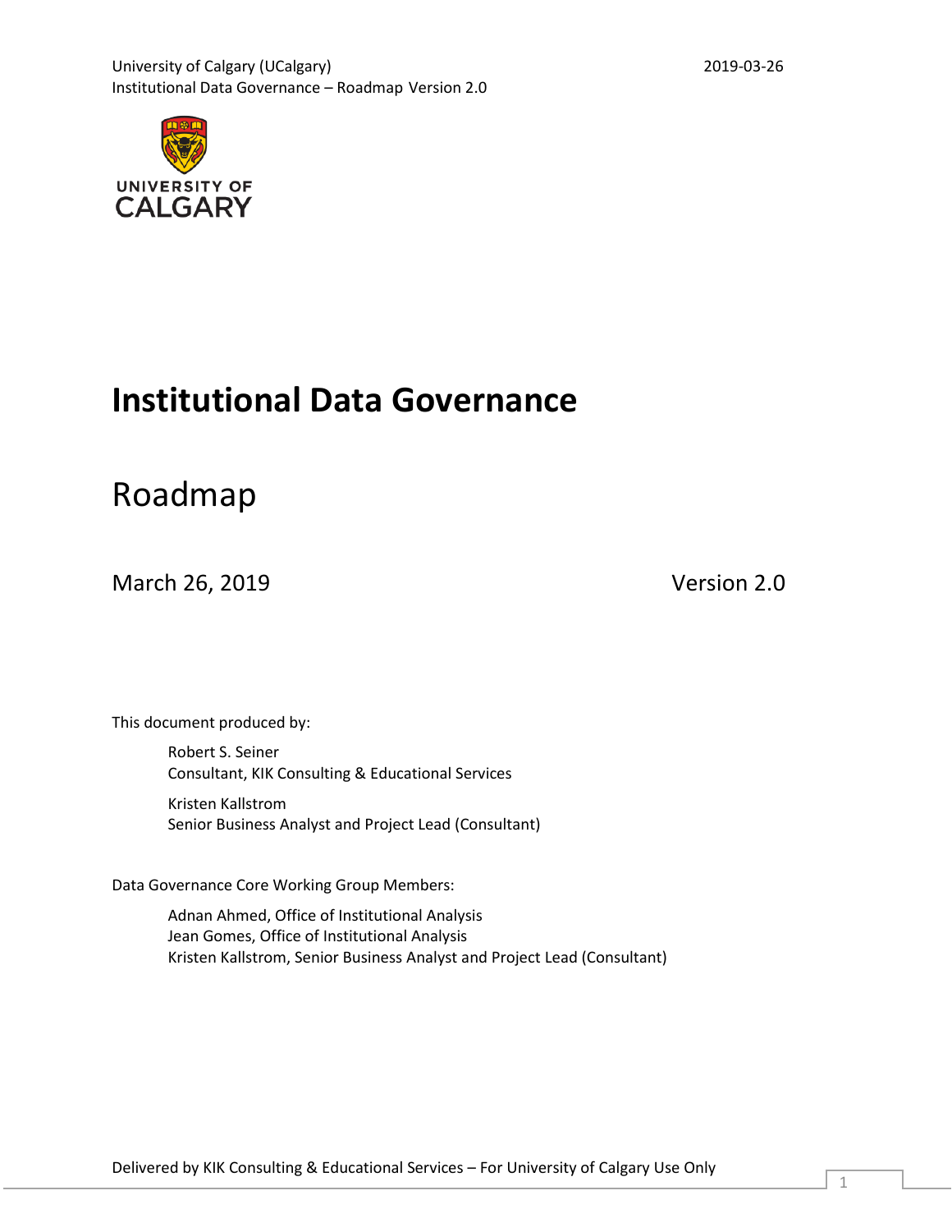# Institutional Data Governance

## Roadmap

March 26, 2019 Version 2.0

This document produced by:

Robert S. Seiner
Consultant, KIK Consulting & Educational Services

Kristen Kallstrom
Senior Business Analyst and Project Lead (Consultant)

Data Governance Core Working Group Members:

Adnan Ahmed, Office of Institutional Analysis
Jean Gomes, Office of Institutional Analysis
Kristen Kallstrom, Senior Business Analyst and Project Lead (Consultant)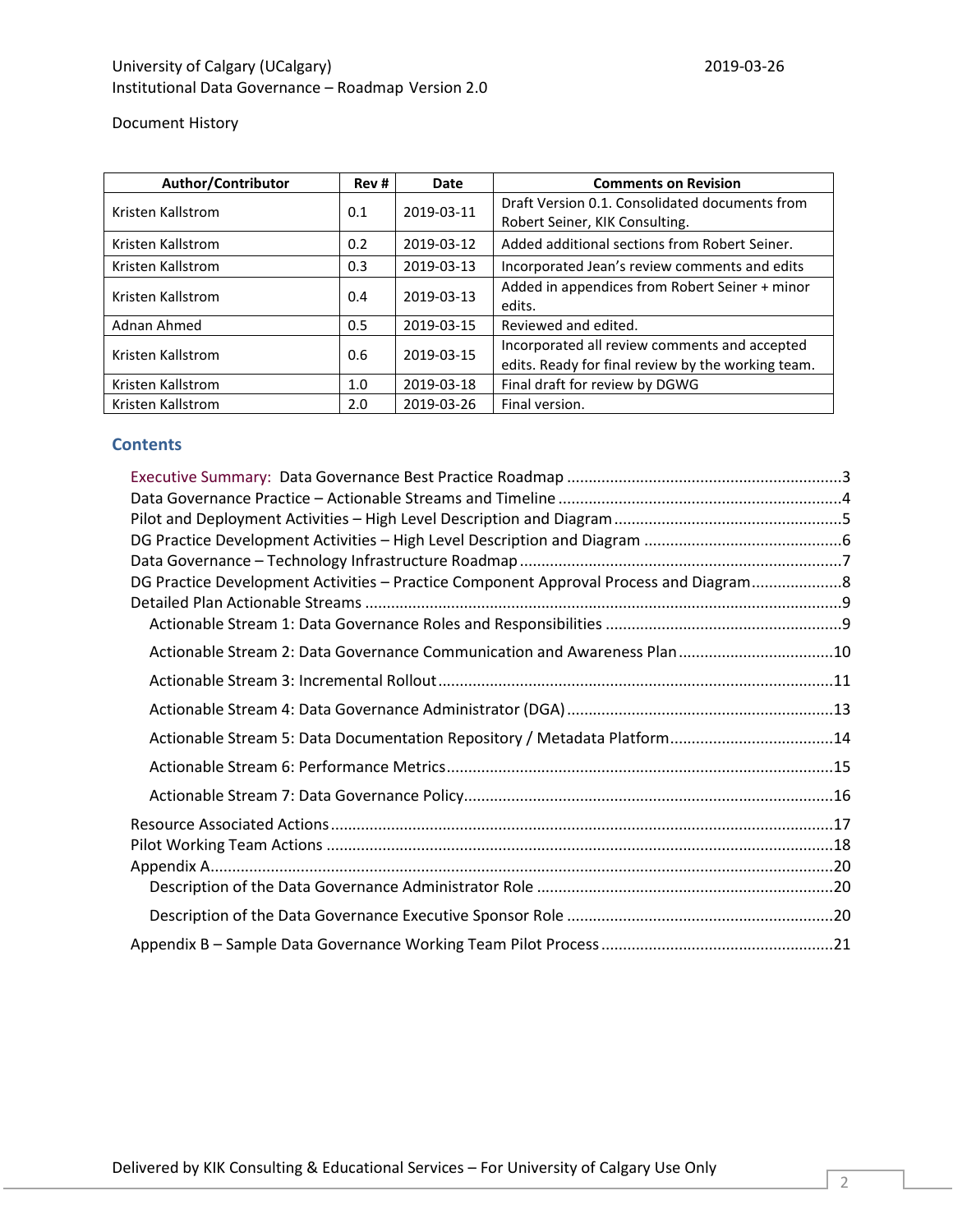Document History

| Author/Contributor | Rev # | Date | Comments on Revision |
|---|---|---|---|
| Kristen Kallstrom | 0.1 | 2019-03-11 | Draft Version 0.1. Consolidated documents from Robert Seiner, KIK Consulting. |
| Kristen Kallstrom | 0.2 | 2019-03-12 | Added additional sections from Robert Seiner. |
| Kristen Kallstrom | 0.3 | 2019-03-13 | Incorporated Jean's review comments and edits |
| Kristen Kallstrom | 0.4 | 2019-03-13 | Added in appendices from Robert Seiner + minor edits. |
| Adnan Ahmed | 0.5 | 2019-03-15 | Reviewed and edited. |
| Kristen Kallstrom | 0.6 | 2019-03-15 | Incorporated all review comments and accepted edits. Ready for final review by the working team. |
| Kristen Kallstrom | 1.0 | 2019-03-18 | Final draft for review by DGWG |
| Kristen Kallstrom | 2.0 | 2019-03-26 | Final version. |

## Contents

- Executive Summary: Data Governance Best Practice Roadmap ....3
- Data Governance Practice – Actionable Streams and Timeline ....4
- Pilot and Deployment Activities – High Level Description and Diagram ....5
- DG Practice Development Activities – High Level Description and Diagram ....6
- Data Governance – Technology Infrastructure Roadmap ....7
- DG Practice Development Activities – Practice Component Approval Process and Diagram ....8
- Detailed Plan Actionable Streams ....9
  - Actionable Stream 1: Data Governance Roles and Responsibilities ....9
  - Actionable Stream 2: Data Governance Communication and Awareness Plan ....10
  - Actionable Stream 3: Incremental Rollout ....11
  - Actionable Stream 4: Data Governance Administrator (DGA) ....13
  - Actionable Stream 5: Data Documentation Repository / Metadata Platform ....14
  - Actionable Stream 6: Performance Metrics ....15
  - Actionable Stream 7: Data Governance Policy ....16
- Resource Associated Actions ....17
- Pilot Working Team Actions ....18
- Appendix A ....20
  - Description of the Data Governance Administrator Role ....20
  - Description of the Data Governance Executive Sponsor Role ....20
- Appendix B – Sample Data Governance Working Team Pilot Process ....21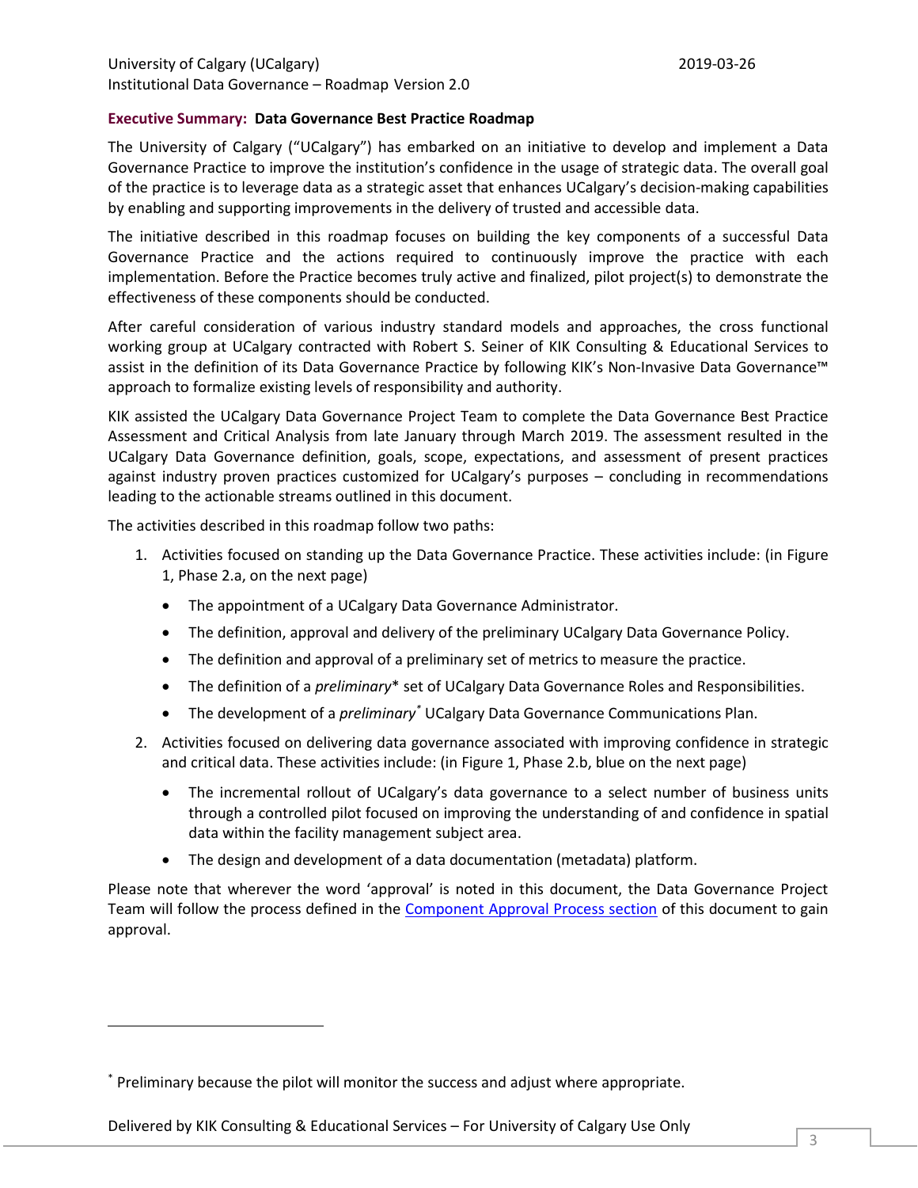## Executive Summary: Data Governance Best Practice Roadmap

The University of Calgary ("UCalgary") has embarked on an initiative to develop and implement a Data Governance Practice to improve the institution's confidence in the usage of strategic data. The overall goal of the practice is to leverage data as a strategic asset that enhances UCalgary's decision-making capabilities by enabling and supporting improvements in the delivery of trusted and accessible data.

The initiative described in this roadmap focuses on building the key components of a successful Data Governance Practice and the actions required to continuously improve the practice with each implementation. Before the Practice becomes truly active and finalized, pilot project(s) to demonstrate the effectiveness of these components should be conducted.

After careful consideration of various industry standard models and approaches, the cross functional working group at UCalgary contracted with Robert S. Seiner of KIK Consulting & Educational Services to assist in the definition of its Data Governance Practice by following KIK's Non-Invasive Data Governance™ approach to formalize existing levels of responsibility and authority.

KIK assisted the UCalgary Data Governance Project Team to complete the Data Governance Best Practice Assessment and Critical Analysis from late January through March 2019. The assessment resulted in the UCalgary Data Governance definition, goals, scope, expectations, and assessment of present practices against industry proven practices customized for UCalgary's purposes – concluding in recommendations leading to the actionable streams outlined in this document.

The activities described in this roadmap follow two paths:

1. Activities focused on standing up the Data Governance Practice. These activities include: (in Figure 1, Phase 2.a, on the next page)
   - The appointment of a UCalgary Data Governance Administrator.
   - The definition, approval and delivery of the preliminary UCalgary Data Governance Policy.
   - The definition and approval of a preliminary set of metrics to measure the practice.
   - The definition of a *preliminary*\* set of UCalgary Data Governance Roles and Responsibilities.
   - The development of a *preliminary*\* UCalgary Data Governance Communications Plan.
2. Activities focused on delivering data governance associated with improving confidence in strategic and critical data. These activities include: (in Figure 1, Phase 2.b, blue on the next page)
   - The incremental rollout of UCalgary's data governance to a select number of business units through a controlled pilot focused on improving the understanding of and confidence in spatial data within the facility management subject area.
   - The design and development of a data documentation (metadata) platform.

Please note that wherever the word 'approval' is noted in this document, the Data Governance Project Team will follow the process defined in the Component Approval Process section of this document to gain approval.

---

\* Preliminary because the pilot will monitor the success and adjust where appropriate.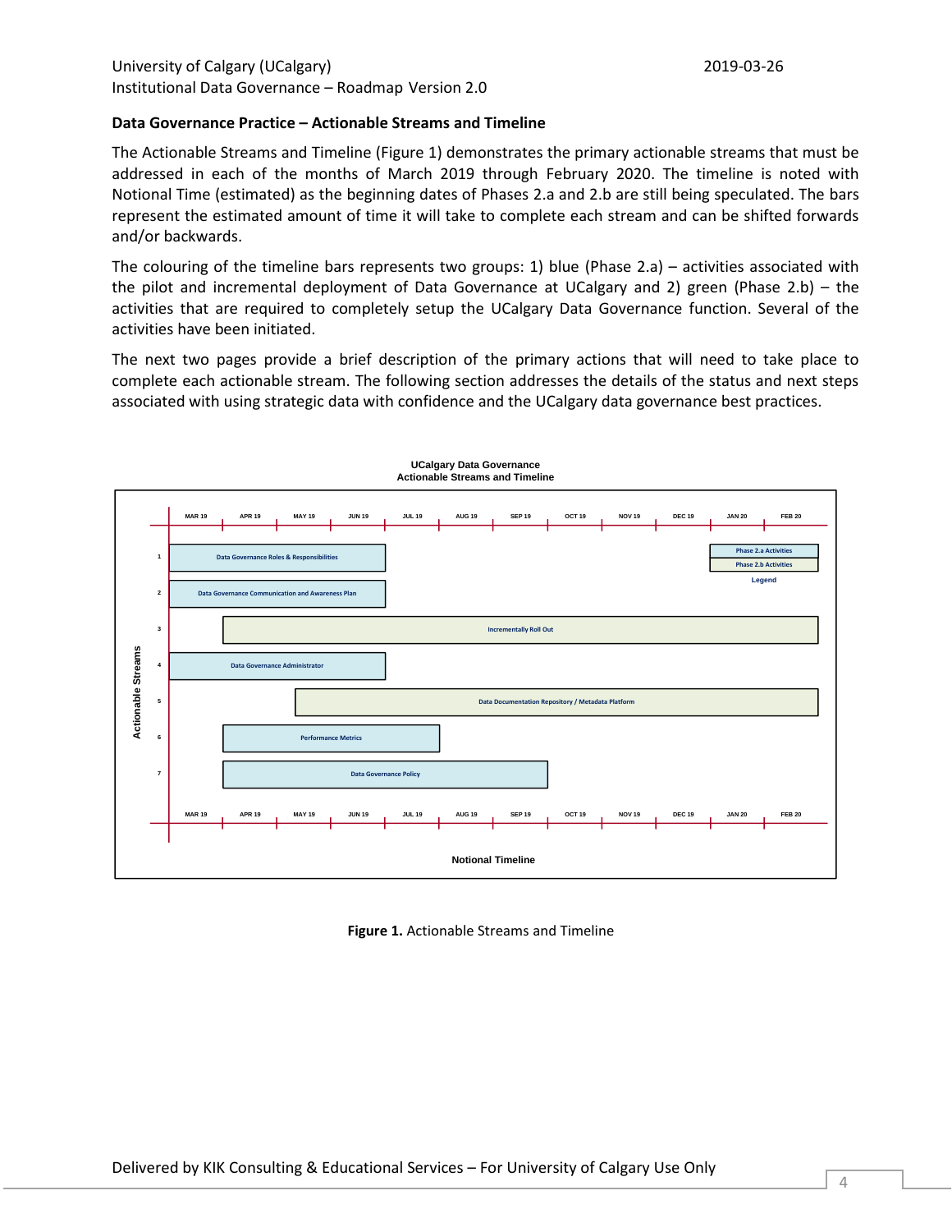### Data Governance Practice – Actionable Streams and Timeline

The Actionable Streams and Timeline (Figure 1) demonstrates the primary actionable streams that must be addressed in each of the months of March 2019 through February 2020. The timeline is noted with Notional Time (estimated) as the beginning dates of Phases 2.a and 2.b are still being speculated. The bars represent the estimated amount of time it will take to complete each stream and can be shifted forwards and/or backwards.

The colouring of the timeline bars represents two groups: 1) blue (Phase 2.a) – activities associated with the pilot and incremental deployment of Data Governance at UCalgary and 2) green (Phase 2.b) – the activities that are required to completely setup the UCalgary Data Governance function. Several of the activities have been initiated.

The next two pages provide a brief description of the primary actions that will need to take place to complete each actionable stream. The following section addresses the details of the status and next steps associated with using strategic data with confidence and the UCalgary data governance best practices.

**UCalgary Data Governance**
**Actionable Streams and Timeline**

| Actionable Streams | Stream | Phase | Notional Timeline |
|---|---|---|---|
| 1 | Data Governance Roles & Responsibilities | Phase 2.a | MAR 19 – JUN 19 |
| 2 | Data Governance Communication and Awareness Plan | Phase 2.a | MAR 19 – JUN 19 |
| 3 | Incrementally Roll Out | Phase 2.b | APR 19 – FEB 20 |
| 4 | Data Governance Administrator | Phase 2.a | MAR 19 – JUN 19 |
| 5 | Data Documentation Repository / Metadata Platform | Phase 2.b | MAY 19 (mid) – FEB 20 |
| 6 | Performance Metrics | Phase 2.a | APR 19 – JUL 19 |
| 7 | Data Governance Policy | Phase 2.a | APR 19 – SEP 19 |

Legend: Phase 2.a Activities (blue); Phase 2.b Activities (green)

**Figure 1.** Actionable Streams and Timeline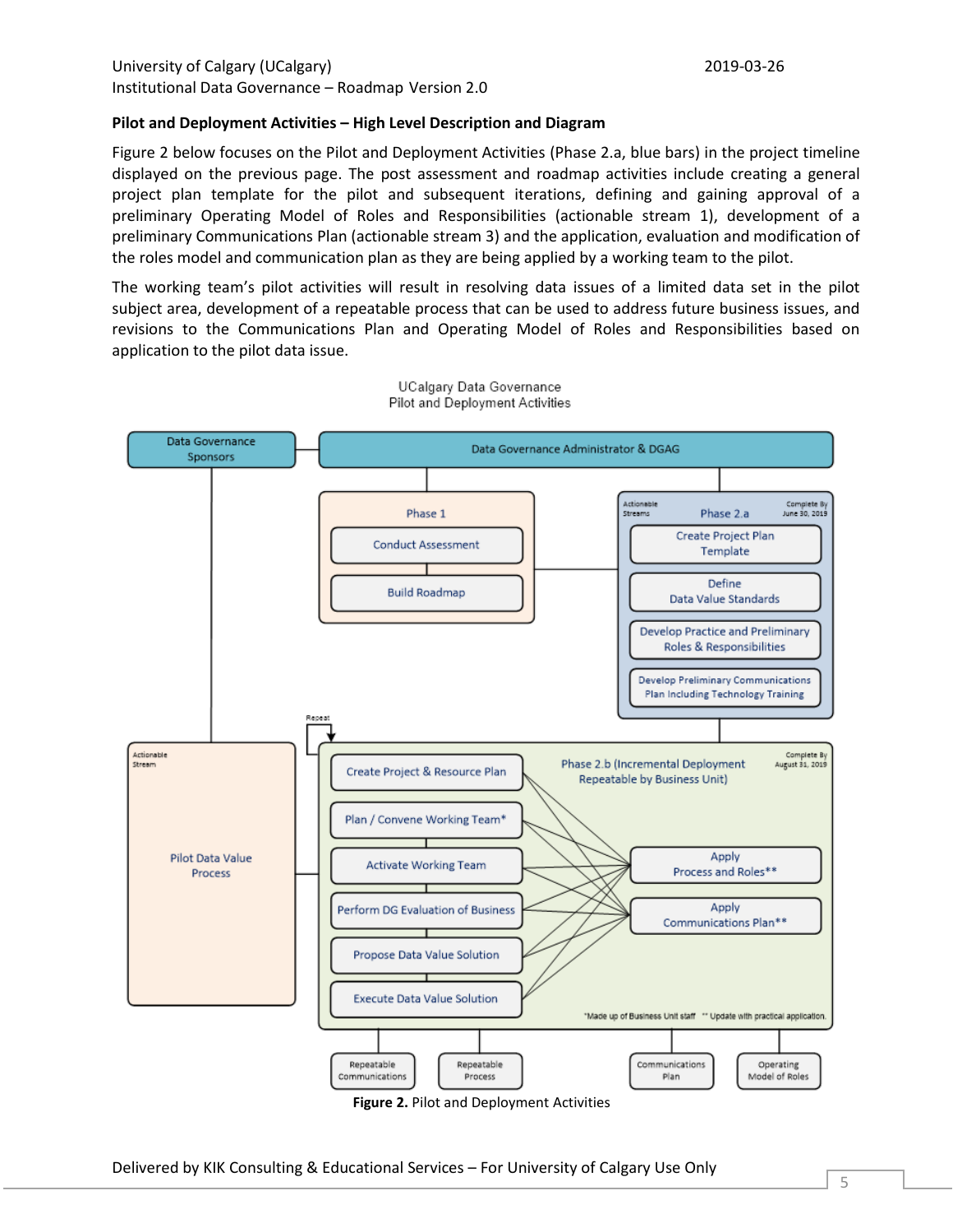**Pilot and Deployment Activities – High Level Description and Diagram**

Figure 2 below focuses on the Pilot and Deployment Activities (Phase 2.a, blue bars) in the project timeline displayed on the previous page. The post assessment and roadmap activities include creating a general project plan template for the pilot and subsequent iterations, defining and gaining approval of a preliminary Operating Model of Roles and Responsibilities (actionable stream 1), development of a preliminary Communications Plan (actionable stream 3) and the application, evaluation and modification of the roles model and communication plan as they are being applied by a working team to the pilot.

The working team's pilot activities will result in resolving data issues of a limited data set in the pilot subject area, development of a repeatable process that can be used to address future business issues, and revisions to the Communications Plan and Operating Model of Roles and Responsibilities based on application to the pilot data issue.

UCalgary Data Governance
Pilot and Deployment Activities

- Data Governance Sponsors
- Data Governance Administrator & DGAG
- Phase 1
  - Conduct Assessment
  - Build Roadmap
- Phase 2.a (Actionable Streams; Complete By June 30, 2019)
  - Create Project Plan Template
  - Define Data Value Standards
  - Develop Practice and Preliminary Roles & Responsibilities
  - Develop Preliminary Communications Plan Including Technology Training
- Actionable Stream: Pilot Data Value Process
- Phase 2.b (Incremental Deployment Repeatable by Business Unit) (Complete By August 31, 2019) (Repeat)
  - Create Project & Resource Plan
  - Plan / Convene Working Team*
  - Activate Working Team
  - Perform DG Evaluation of Business
  - Propose Data Value Solution
  - Execute Data Value Solution
  - Apply Process and Roles**
  - Apply Communications Plan**
  - *Made up of Business Unit staff  ** Update with practical application.
- Outputs: Repeatable Communications; Repeatable Process; Communications Plan; Operating Model of Roles

**Figure 2.** Pilot and Deployment Activities

Delivered by KIK Consulting & Educational Services – For University of Calgary Use Only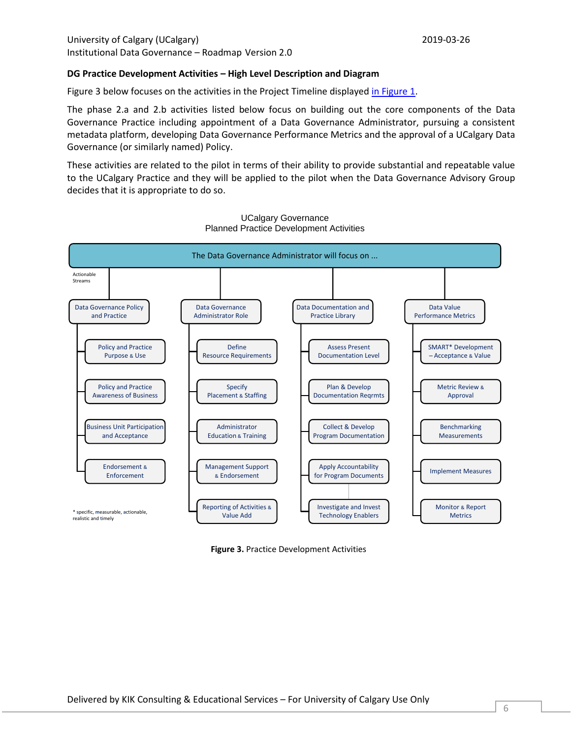### DG Practice Development Activities – High Level Description and Diagram

Figure 3 below focuses on the activities in the Project Timeline displayed in Figure 1.

The phase 2.a and 2.b activities listed below focus on building out the core components of the Data Governance Practice including appointment of a Data Governance Administrator, pursuing a consistent metadata platform, developing Data Governance Performance Metrics and the approval of a UCalgary Data Governance (or similarly named) Policy.

These activities are related to the pilot in terms of their ability to provide substantial and repeatable value to the UCalgary Practice and they will be applied to the pilot when the Data Governance Advisory Group decides that it is appropriate to do so.

UCalgary Governance
Planned Practice Development Activities

The Data Governance Administrator will focus on ...

Actionable Streams

- **Data Governance Policy and Practice**
  - Policy and Practice Purpose & Use
  - Policy and Practice Awareness of Business
  - Business Unit Participation and Acceptance
  - Endorsement & Enforcement
- **Data Governance Administrator Role**
  - Define Resource Requirements
  - Specify Placement & Staffing
  - Administrator Education & Training
  - Management Support & Endorsement
  - Reporting of Activities & Value Add
- **Data Documentation and Practice Library**
  - Assess Present Documentation Level
  - Plan & Develop Documentation Reqrmts
  - Collect & Develop Program Documentation
  - Apply Accountability for Program Documents
  - Investigate and Invest Technology Enablers
- **Data Value Performance Metrics**
  - SMART* Development – Acceptance & Value
  - Metric Review & Approval
  - Benchmarking Measurements
  - Implement Measures
  - Monitor & Report Metrics

* specific, measurable, actionable, realistic and timely

**Figure 3.** Practice Development Activities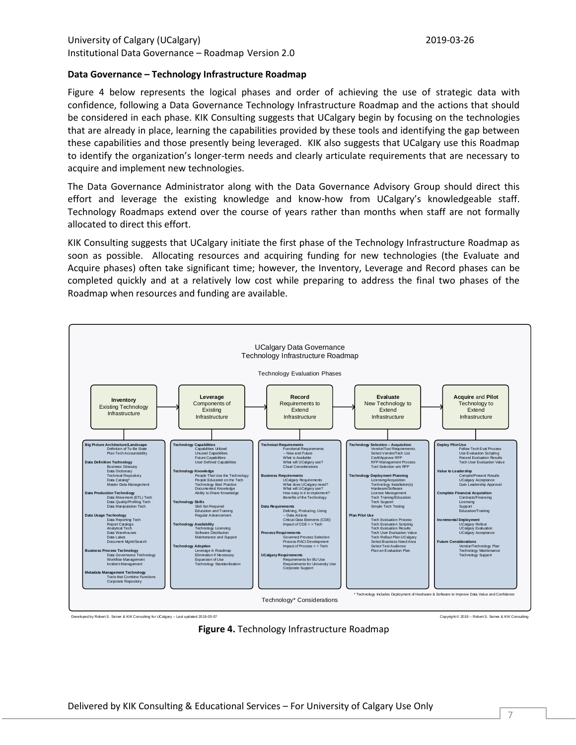**Data Governance – Technology Infrastructure Roadmap**

Figure 4 below represents the logical phases and order of achieving the use of strategic data with confidence, following a Data Governance Technology Infrastructure Roadmap and the actions that should be considered in each phase. KIK Consulting suggests that UCalgary begin by focusing on the technologies that are already in place, learning the capabilities provided by these tools and identifying the gap between these capabilities and those presently being leveraged. KIK also suggests that UCalgary use this Roadmap to identify the organization's longer-term needs and clearly articulate requirements that are necessary to acquire and implement new technologies.

The Data Governance Administrator along with the Data Governance Advisory Group should direct this effort and leverage the existing knowledge and know-how from UCalgary's knowledgeable staff. Technology Roadmaps extend over the course of years rather than months when staff are not formally allocated to direct this effort.

KIK Consulting suggests that UCalgary initiate the first phase of the Technology Infrastructure Roadmap as soon as possible. Allocating resources and acquiring funding for new technologies (the Evaluate and Acquire phases) often take significant time; however, the Inventory, Leverage and Record phases can be completed quickly and at a relatively low cost while preparing to address the final two phases of the Roadmap when resources and funding are available.

UCalgary Data Governance
Technology Infrastructure Roadmap

Technology Evaluation Phases

**Inventory** Existing Technology Infrastructure → **Leverage** Components of Existing Infrastructure → **Record** Requirements to Extend Infrastructure → **Evaluate** New Technology to Extend Infrastructure → **Acquire** and **Pilot** Technology to Extend Infrastructure

**Inventory**

- **Big Picture Architecture/Landscape**
  - Definition of To-Be State
  - Plan Tech Accountability
- **Data Definition Technology**
  - Business Glossary
  - Data Dictionary
  - Technical Repository
  - Data Catalog*
  - Master Data Management
- **Data Production Technology**
  - Data Movement (ETL) Tech
  - Data Quality/Profiling Tech
  - Data Manipulation Tech
- **Data Usage Technology**
  - Data Reporting Tech
  - Report Catalogs
  - Analytical Tech
  - Data Warehouses
  - Data Lakes
  - Document Mgmt/Search
- **Business Process Technology**
  - Data Governance Technology
  - Workflow Management
  - Incident Management
- **Metadata Management Technology**
  - Tools that Combine Functions
  - Corporate Repository

**Leverage**

- **Technology Capabilities**
  - Capabilities Utilized
  - Unused Capabilities
  - Future Capabilities
  - User Defined Capabilities
- **Technology Knowledge**
  - People That Use the Technology
  - People Educated on the Tech
  - Technology Best Practice
  - Documented Knowledge
  - Ability to Share Knowledge
- **Technology Skills**
  - Skill Set Required
  - Education and Training
  - Regular Advancement
- **Technology Availability**
  - Technology Licensing
  - Software Distribution
  - Maintenance and Support
- **Technology Adoption**
  - Leverage in Roadmap
  - Elimination if Necessary
  - Expansion of Use
  - Technology Standardization

**Record**

- **Technical Requirements**
  - Functional Requirements
  - -- Now and Future
  - What is Available
  - What will UCalgary use?
  - Cloud Considerations
- **Business Requirements**
  - UCalgary Requirements
  - What does UCalgary need?
  - What will UCalgary use?
  - How easy is it to implement?
  - Benefits of the Technology
- **Data Requirements**
  - Defining, Producing, Using
  - -- Data Actions
  - Critical Data Elements (CDE)
  - Impact of CDE < > Tech
- **Process Requirements**
  - Governed Process Selection
  - Process RACI Development
  - Impact of Process < > Tech
- **UCalgary Requirements**
  - Requirements for BU Use
  - Requirements for University Use
  - Corporate Support

**Evaluate**

- **Technology Selection – Acquisition**
  - Vendor/Tool Requirements
  - Select Vendor/Tech List
  - Craft/Approve RFP
  - RFP Management Process
  - Tool Selection w/o RFP
- **Technology Deployment Planning**
  - Licensing/Acquisition
  - Technology Installation(s)
  - Hardware/Software
  - License Management
  - Tech Training/Education
  - Tech Support
  - Simple Tech Testing
- **Plan Pilot Use**
  - Tech Evaluation Process
  - Tech Evaluation Scripting
  - Tech Evaluation Results
  - Tech User Evaluation Value
  - Tech Rollout Plan UCalgary
  - Select Business Need Area
  - Select Test Audience
  - Plan an Evaluation Plan

**Acquire and Pilot**

- **Deploy Pilot Use**
  - Follow Tech Eval Process
  - Use Evaluation Scripting
  - Record Evaluation Results
  - Tech User Evaluation Value
- **Value to Leadership**
  - Compile/Present Results
  - UCalgary Acceptance
  - Gain Leadership Approval
- **Complete Financial Acquisition**
  - Contracts/Financing
  - Licensing
  - Support
  - Education/Training
- **Incremental Deployment**
  - UCalgary Rollout
  - UCalgary Evaluation
  - UCalgary Acceptance
- **Future Considerations**
  - Vendor/Technology Plan
  - Technology Maintenance
  - Technology Support

\* Technology Includes Deployment of Hardware & Software to Improve Data Value and Confidence

Technology* Considerations

Developed by Robert S. Seiner & KIK Consulting for UCalgary – Last updated 2019-03-07 | Copyright © 2019 – Robert S. Seiner & KIK Consulting

**Figure 4.** Technology Infrastructure Roadmap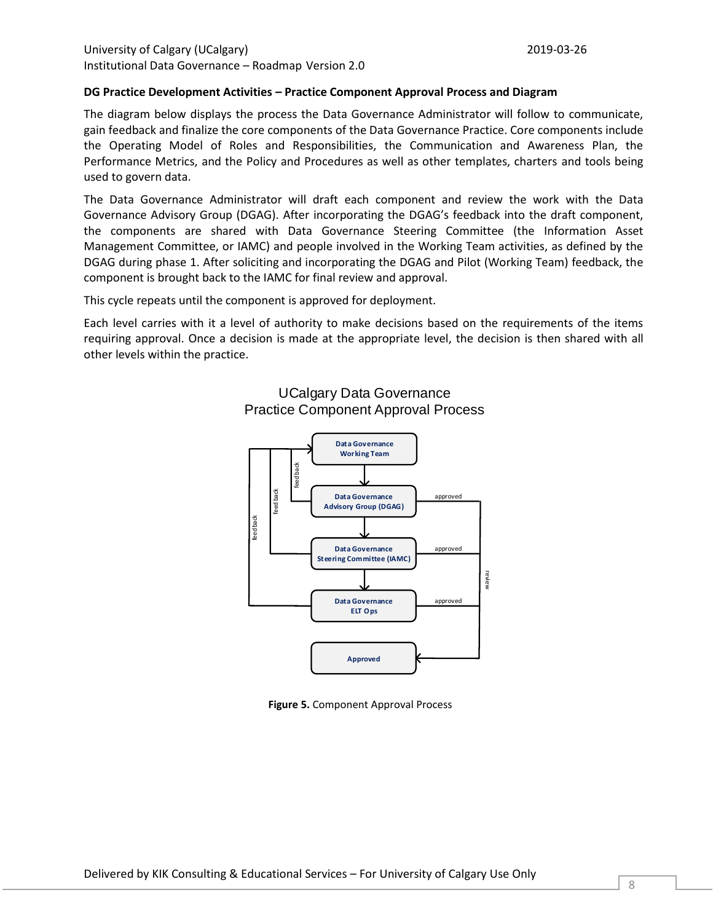**DG Practice Development Activities – Practice Component Approval Process and Diagram**

The diagram below displays the process the Data Governance Administrator will follow to communicate, gain feedback and finalize the core components of the Data Governance Practice. Core components include the Operating Model of Roles and Responsibilities, the Communication and Awareness Plan, the Performance Metrics, and the Policy and Procedures as well as other templates, charters and tools being used to govern data.

The Data Governance Administrator will draft each component and review the work with the Data Governance Advisory Group (DGAG). After incorporating the DGAG's feedback into the draft component, the components are shared with Data Governance Steering Committee (the Information Asset Management Committee, or IAMC) and people involved in the Working Team activities, as defined by the DGAG during phase 1. After soliciting and incorporating the DGAG and Pilot (Working Team) feedback, the component is brought back to the IAMC for final review and approval.

This cycle repeats until the component is approved for deployment.

Each level carries with it a level of authority to make decisions based on the requirements of the items requiring approval. Once a decision is made at the appropriate level, the decision is then shared with all other levels within the practice.

UCalgary Data Governance
Practice Component Approval Process

Data Governance Working Team

Data Governance Advisory Group (DGAG)

Data Governance Steering Committee (IAMC)

Data Governance ELT Ops

Approved

feedback | approved | review

**Figure 5.** Component Approval Process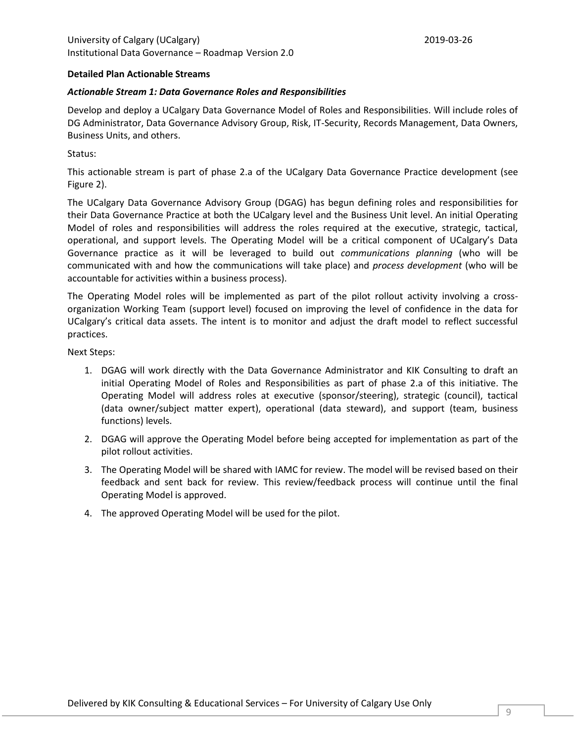**Detailed Plan Actionable Streams**

***Actionable Stream 1: Data Governance Roles and Responsibilities***

Develop and deploy a UCalgary Data Governance Model of Roles and Responsibilities. Will include roles of DG Administrator, Data Governance Advisory Group, Risk, IT-Security, Records Management, Data Owners, Business Units, and others.

Status:

This actionable stream is part of phase 2.a of the UCalgary Data Governance Practice development (see Figure 2).

The UCalgary Data Governance Advisory Group (DGAG) has begun defining roles and responsibilities for their Data Governance Practice at both the UCalgary level and the Business Unit level. An initial Operating Model of roles and responsibilities will address the roles required at the executive, strategic, tactical, operational, and support levels. The Operating Model will be a critical component of UCalgary's Data Governance practice as it will be leveraged to build out *communications planning* (who will be communicated with and how the communications will take place) and *process development* (who will be accountable for activities within a business process).

The Operating Model roles will be implemented as part of the pilot rollout activity involving a cross-organization Working Team (support level) focused on improving the level of confidence in the data for UCalgary's critical data assets. The intent is to monitor and adjust the draft model to reflect successful practices.

Next Steps:

1. DGAG will work directly with the Data Governance Administrator and KIK Consulting to draft an initial Operating Model of Roles and Responsibilities as part of phase 2.a of this initiative. The Operating Model will address roles at executive (sponsor/steering), strategic (council), tactical (data owner/subject matter expert), operational (data steward), and support (team, business functions) levels.
2. DGAG will approve the Operating Model before being accepted for implementation as part of the pilot rollout activities.
3. The Operating Model will be shared with IAMC for review. The model will be revised based on their feedback and sent back for review. This review/feedback process will continue until the final Operating Model is approved.
4. The approved Operating Model will be used for the pilot.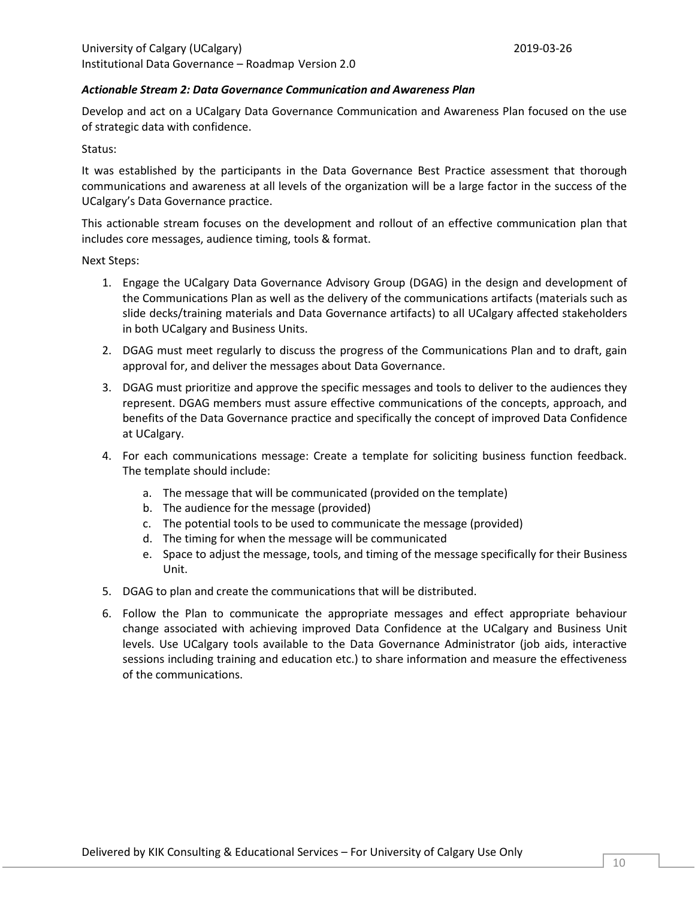***Actionable Stream 2: Data Governance Communication and Awareness Plan***

Develop and act on a UCalgary Data Governance Communication and Awareness Plan focused on the use of strategic data with confidence.

Status:

It was established by the participants in the Data Governance Best Practice assessment that thorough communications and awareness at all levels of the organization will be a large factor in the success of the UCalgary's Data Governance practice.

This actionable stream focuses on the development and rollout of an effective communication plan that includes core messages, audience timing, tools & format.

Next Steps:

1. Engage the UCalgary Data Governance Advisory Group (DGAG) in the design and development of the Communications Plan as well as the delivery of the communications artifacts (materials such as slide decks/training materials and Data Governance artifacts) to all UCalgary affected stakeholders in both UCalgary and Business Units.
2. DGAG must meet regularly to discuss the progress of the Communications Plan and to draft, gain approval for, and deliver the messages about Data Governance.
3. DGAG must prioritize and approve the specific messages and tools to deliver to the audiences they represent. DGAG members must assure effective communications of the concepts, approach, and benefits of the Data Governance practice and specifically the concept of improved Data Confidence at UCalgary.
4. For each communications message: Create a template for soliciting business function feedback. The template should include:
   a. The message that will be communicated (provided on the template)
   b. The audience for the message (provided)
   c. The potential tools to be used to communicate the message (provided)
   d. The timing for when the message will be communicated
   e. Space to adjust the message, tools, and timing of the message specifically for their Business Unit.
5. DGAG to plan and create the communications that will be distributed.
6. Follow the Plan to communicate the appropriate messages and effect appropriate behaviour change associated with achieving improved Data Confidence at the UCalgary and Business Unit levels. Use UCalgary tools available to the Data Governance Administrator (job aids, interactive sessions including training and education etc.) to share information and measure the effectiveness of the communications.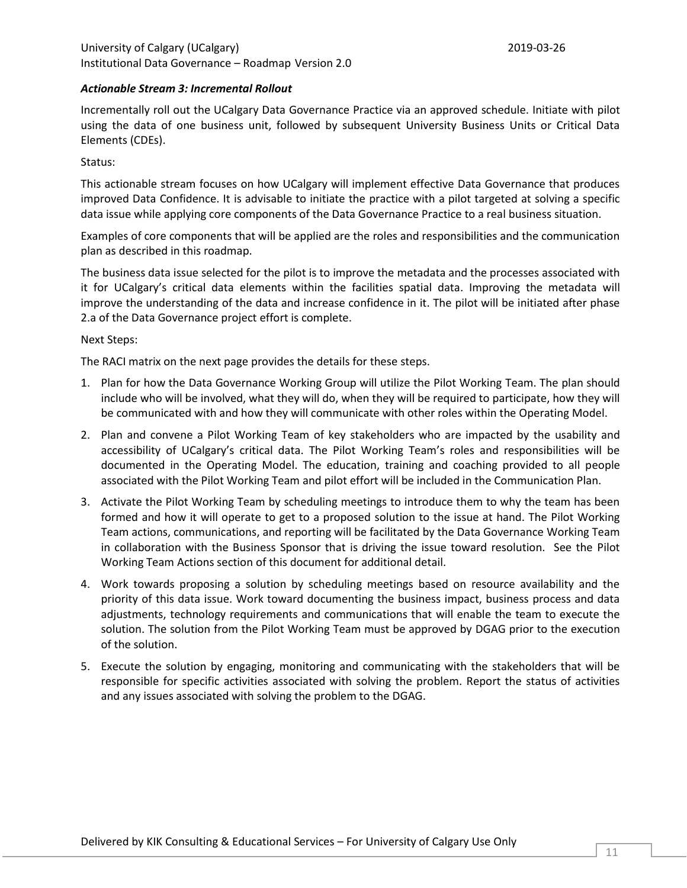***Actionable Stream 3: Incremental Rollout***

Incrementally roll out the UCalgary Data Governance Practice via an approved schedule. Initiate with pilot using the data of one business unit, followed by subsequent University Business Units or Critical Data Elements (CDEs).

Status:

This actionable stream focuses on how UCalgary will implement effective Data Governance that produces improved Data Confidence. It is advisable to initiate the practice with a pilot targeted at solving a specific data issue while applying core components of the Data Governance Practice to a real business situation.

Examples of core components that will be applied are the roles and responsibilities and the communication plan as described in this roadmap.

The business data issue selected for the pilot is to improve the metadata and the processes associated with it for UCalgary's critical data elements within the facilities spatial data. Improving the metadata will improve the understanding of the data and increase confidence in it. The pilot will be initiated after phase 2.a of the Data Governance project effort is complete.

Next Steps:

The RACI matrix on the next page provides the details for these steps.

1. Plan for how the Data Governance Working Group will utilize the Pilot Working Team. The plan should include who will be involved, what they will do, when they will be required to participate, how they will be communicated with and how they will communicate with other roles within the Operating Model.
2. Plan and convene a Pilot Working Team of key stakeholders who are impacted by the usability and accessibility of UCalgary's critical data. The Pilot Working Team's roles and responsibilities will be documented in the Operating Model. The education, training and coaching provided to all people associated with the Pilot Working Team and pilot effort will be included in the Communication Plan.
3. Activate the Pilot Working Team by scheduling meetings to introduce them to why the team has been formed and how it will operate to get to a proposed solution to the issue at hand. The Pilot Working Team actions, communications, and reporting will be facilitated by the Data Governance Working Team in collaboration with the Business Sponsor that is driving the issue toward resolution. See the Pilot Working Team Actions section of this document for additional detail.
4. Work towards proposing a solution by scheduling meetings based on resource availability and the priority of this data issue. Work toward documenting the business impact, business process and data adjustments, technology requirements and communications that will enable the team to execute the solution. The solution from the Pilot Working Team must be approved by DGAG prior to the execution of the solution.
5. Execute the solution by engaging, monitoring and communicating with the stakeholders that will be responsible for specific activities associated with solving the problem. Report the status of activities and any issues associated with solving the problem to the DGAG.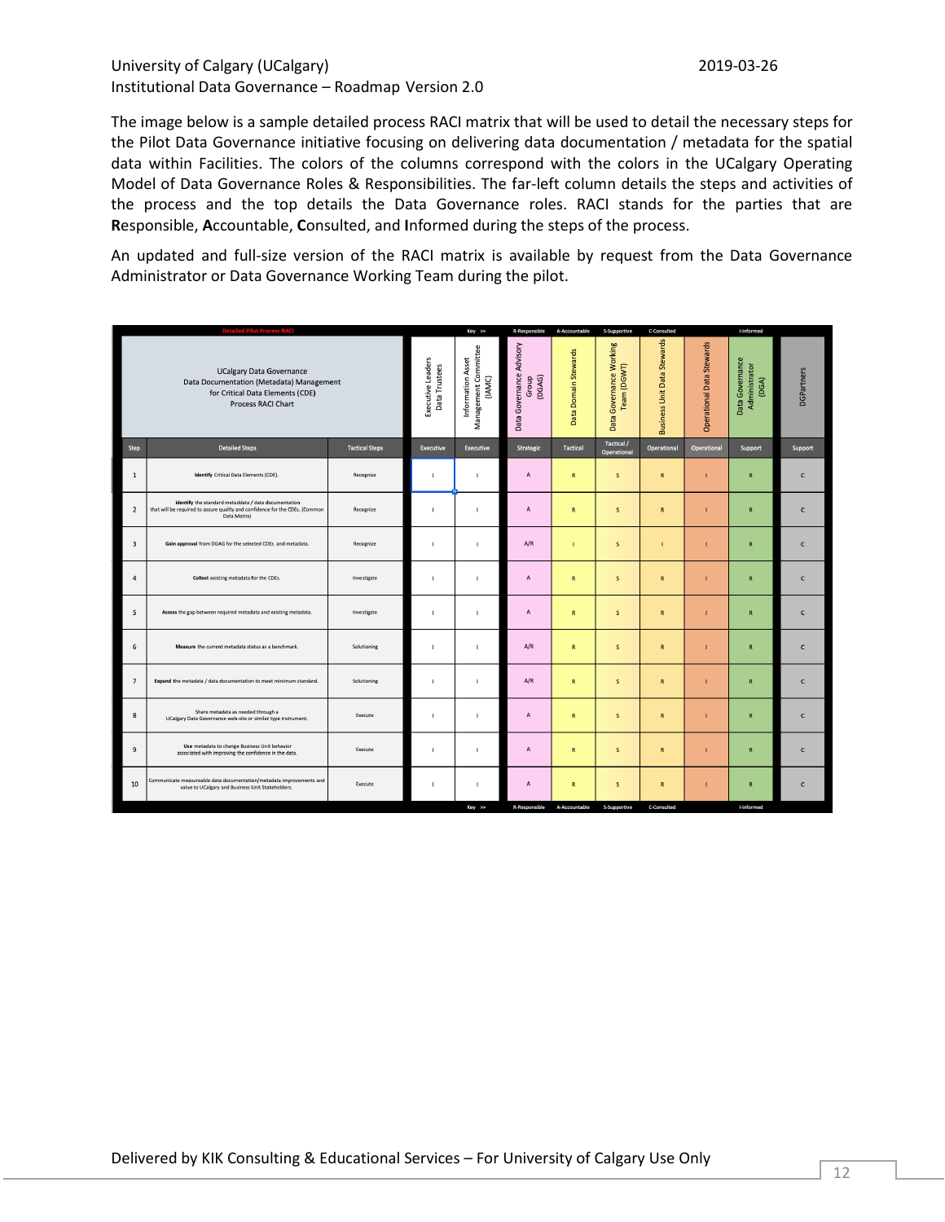The image below is a sample detailed process RACI matrix that will be used to detail the necessary steps for the Pilot Data Governance initiative focusing on delivering data documentation / metadata for the spatial data within Facilities. The colors of the columns correspond with the colors in the UCalgary Operating Model of Data Governance Roles & Responsibilities. The far-left column details the steps and activities of the process and the top details the Data Governance roles. RACI stands for the parties that are **R**esponsible, **A**ccountable, **C**onsulted, and **I**nformed during the steps of the process.

An updated and full-size version of the RACI matrix is available by request from the Data Governance Administrator or Data Governance Working Team during the pilot.

**Detailed Pilot Process RACI**

UCalgary Data Governance Data Documentation (Metadata) Management for Critical Data Elements (CDE) Process RACI Chart

Key >> R-Responsible, A-Accountable, S-Supportive, C-Consulted, I-Informed

| Step | Detailed Steps | Tactical Steps | Executive Leaders Data Trustees (Executive) | Information Asset Management Committee (IAMC) (Executive) | Data Governance Advisory Group (DGAG) (Strategic) | Data Domain Stewards (Tactical) | Data Governance Working Team (DGWT) (Tactical / Operational) | Business Unit Data Stewards (Operational) | Operational Data Stewards (Operational) | Data Governance Administrator (DGA) (Support) | DGPartners (Support) |
|---|---|---|---|---|---|---|---|---|---|---|---|
| 1 | **Identify** Critical Data Elements (CDE). | Recognize | I | I | A | R | S | R | I | R | C |
| 2 | **Identify** the standard metaddata / data documentation that will be required to assure quality and confidence for the CDEs. (Common Data Matrix) | Recognize | I | I | A | R | S | R | I | R | C |
| 3 | **Gain approval** from DGAG for the selected CDEs and metadata. | Recognize | I | I | A/R | I | S | I | I | R | C |
| 4 | **Collect** existing metadata for the CDEs. | Investigate | I | I | A | R | S | R | I | R | C |
| 5 | **Assess** the gap between required metadata and existing metadata. | Investigate | I | I | A | R | S | R | I | R | C |
| 6 | **Measure** the current metadata status as a benchmark. | Solutioning | I | I | A/R | R | S | R | I | R | C |
| 7 | **Expand** the metadata / data documentation to meet minimum standard. | Solutioning | I | I | A/R | R | S | R | I | R | C |
| 8 | Share metadata as needed through a UCalgary Data Governance web-site or similar type instrument. | Execute | I | I | A | R | S | R | I | R | C |
| 9 | **Use** metadata to change Business Unit behavior associated with improving the confidence in the data. | Execute | I | I | A | R | S | R | I | R | C |
| 10 | Communicate measureable data documentation/metadata improvements and value to UCalgary and Business Unit Stakeholders. | Execute | I | I | A | R | S | R | I | R | C |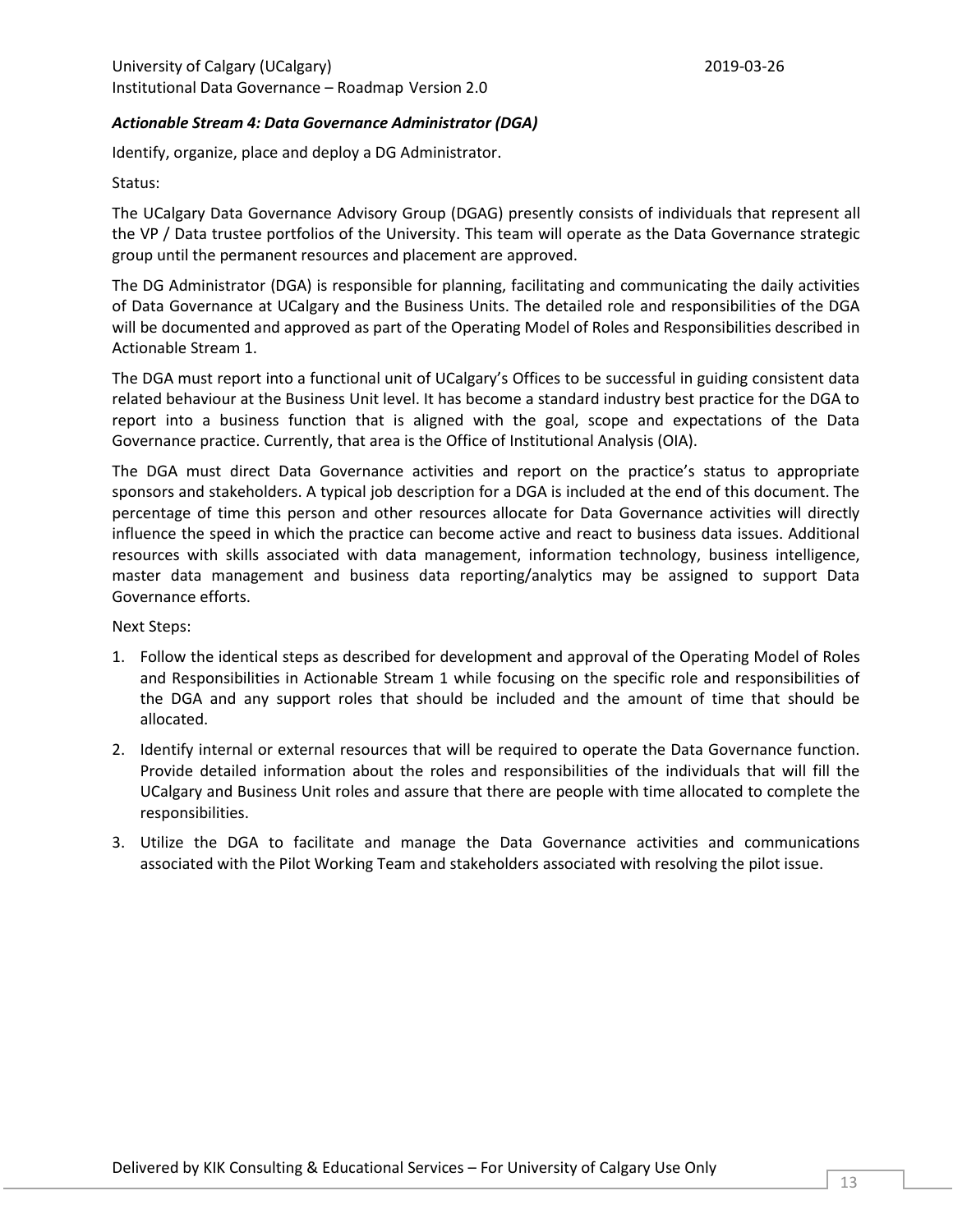### *Actionable Stream 4: Data Governance Administrator (DGA)*

Identify, organize, place and deploy a DG Administrator.

Status:

The UCalgary Data Governance Advisory Group (DGAG) presently consists of individuals that represent all the VP / Data trustee portfolios of the University. This team will operate as the Data Governance strategic group until the permanent resources and placement are approved.

The DG Administrator (DGA) is responsible for planning, facilitating and communicating the daily activities of Data Governance at UCalgary and the Business Units. The detailed role and responsibilities of the DGA will be documented and approved as part of the Operating Model of Roles and Responsibilities described in Actionable Stream 1.

The DGA must report into a functional unit of UCalgary's Offices to be successful in guiding consistent data related behaviour at the Business Unit level. It has become a standard industry best practice for the DGA to report into a business function that is aligned with the goal, scope and expectations of the Data Governance practice. Currently, that area is the Office of Institutional Analysis (OIA).

The DGA must direct Data Governance activities and report on the practice's status to appropriate sponsors and stakeholders. A typical job description for a DGA is included at the end of this document. The percentage of time this person and other resources allocate for Data Governance activities will directly influence the speed in which the practice can become active and react to business data issues. Additional resources with skills associated with data management, information technology, business intelligence, master data management and business data reporting/analytics may be assigned to support Data Governance efforts.

Next Steps:

1. Follow the identical steps as described for development and approval of the Operating Model of Roles and Responsibilities in Actionable Stream 1 while focusing on the specific role and responsibilities of the DGA and any support roles that should be included and the amount of time that should be allocated.
2. Identify internal or external resources that will be required to operate the Data Governance function. Provide detailed information about the roles and responsibilities of the individuals that will fill the UCalgary and Business Unit roles and assure that there are people with time allocated to complete the responsibilities.
3. Utilize the DGA to facilitate and manage the Data Governance activities and communications associated with the Pilot Working Team and stakeholders associated with resolving the pilot issue.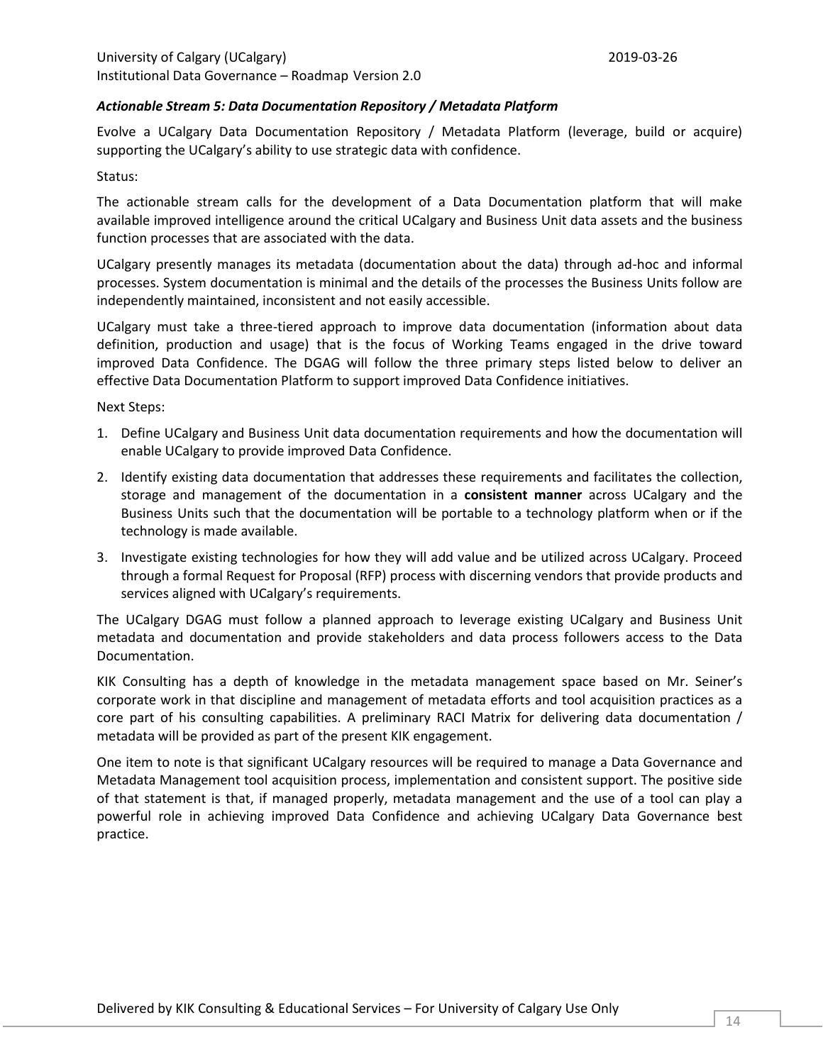### *Actionable Stream 5: Data Documentation Repository / Metadata Platform*

Evolve a UCalgary Data Documentation Repository / Metadata Platform (leverage, build or acquire) supporting the UCalgary's ability to use strategic data with confidence.

Status:

The actionable stream calls for the development of a Data Documentation platform that will make available improved intelligence around the critical UCalgary and Business Unit data assets and the business function processes that are associated with the data.

UCalgary presently manages its metadata (documentation about the data) through ad-hoc and informal processes. System documentation is minimal and the details of the processes the Business Units follow are independently maintained, inconsistent and not easily accessible.

UCalgary must take a three-tiered approach to improve data documentation (information about data definition, production and usage) that is the focus of Working Teams engaged in the drive toward improved Data Confidence. The DGAG will follow the three primary steps listed below to deliver an effective Data Documentation Platform to support improved Data Confidence initiatives.

Next Steps:

1. Define UCalgary and Business Unit data documentation requirements and how the documentation will enable UCalgary to provide improved Data Confidence.
2. Identify existing data documentation that addresses these requirements and facilitates the collection, storage and management of the documentation in a **consistent manner** across UCalgary and the Business Units such that the documentation will be portable to a technology platform when or if the technology is made available.
3. Investigate existing technologies for how they will add value and be utilized across UCalgary. Proceed through a formal Request for Proposal (RFP) process with discerning vendors that provide products and services aligned with UCalgary's requirements.

The UCalgary DGAG must follow a planned approach to leverage existing UCalgary and Business Unit metadata and documentation and provide stakeholders and data process followers access to the Data Documentation.

KIK Consulting has a depth of knowledge in the metadata management space based on Mr. Seiner's corporate work in that discipline and management of metadata efforts and tool acquisition practices as a core part of his consulting capabilities. A preliminary RACI Matrix for delivering data documentation / metadata will be provided as part of the present KIK engagement.

One item to note is that significant UCalgary resources will be required to manage a Data Governance and Metadata Management tool acquisition process, implementation and consistent support. The positive side of that statement is that, if managed properly, metadata management and the use of a tool can play a powerful role in achieving improved Data Confidence and achieving UCalgary Data Governance best practice.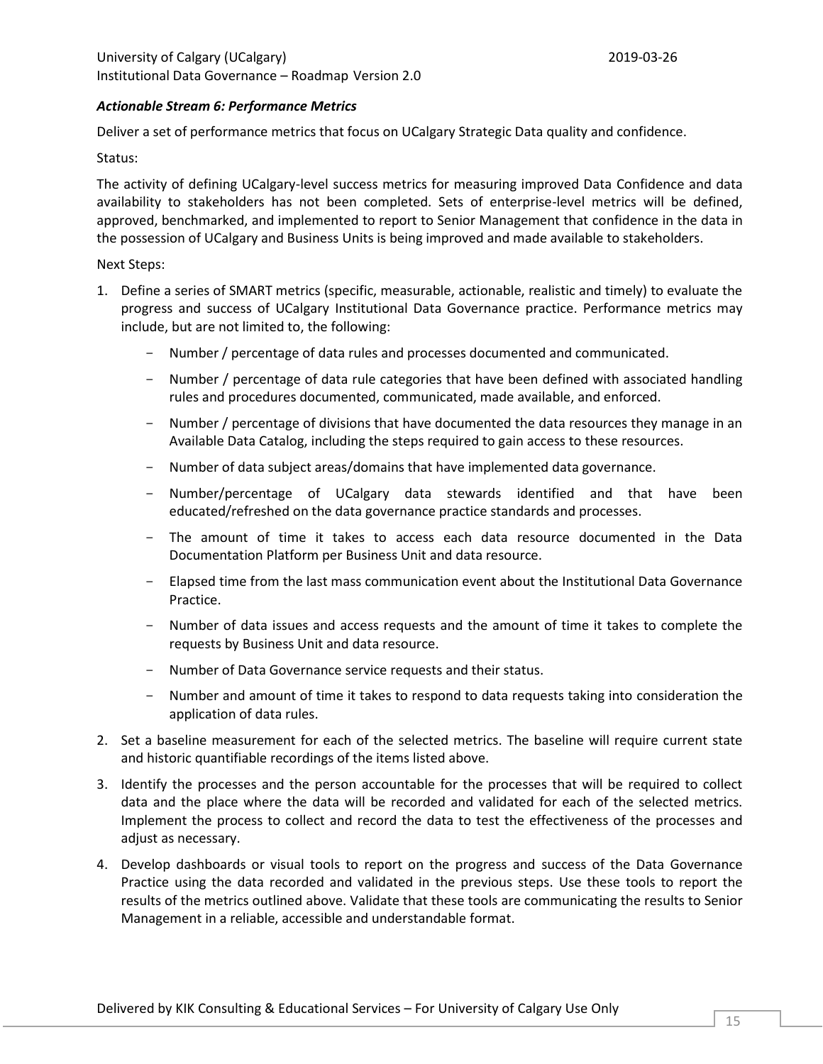### *Actionable Stream 6: Performance Metrics*

Deliver a set of performance metrics that focus on UCalgary Strategic Data quality and confidence.

Status:

The activity of defining UCalgary-level success metrics for measuring improved Data Confidence and data availability to stakeholders has not been completed. Sets of enterprise-level metrics will be defined, approved, benchmarked, and implemented to report to Senior Management that confidence in the data in the possession of UCalgary and Business Units is being improved and made available to stakeholders.

Next Steps:

1. Define a series of SMART metrics (specific, measurable, actionable, realistic and timely) to evaluate the progress and success of UCalgary Institutional Data Governance practice. Performance metrics may include, but are not limited to, the following:
    - Number / percentage of data rules and processes documented and communicated.
    - Number / percentage of data rule categories that have been defined with associated handling rules and procedures documented, communicated, made available, and enforced.
    - Number / percentage of divisions that have documented the data resources they manage in an Available Data Catalog, including the steps required to gain access to these resources.
    - Number of data subject areas/domains that have implemented data governance.
    - Number/percentage of UCalgary data stewards identified and that have been educated/refreshed on the data governance practice standards and processes.
    - The amount of time it takes to access each data resource documented in the Data Documentation Platform per Business Unit and data resource.
    - Elapsed time from the last mass communication event about the Institutional Data Governance Practice.
    - Number of data issues and access requests and the amount of time it takes to complete the requests by Business Unit and data resource.
    - Number of Data Governance service requests and their status.
    - Number and amount of time it takes to respond to data requests taking into consideration the application of data rules.
2. Set a baseline measurement for each of the selected metrics. The baseline will require current state and historic quantifiable recordings of the items listed above.
3. Identify the processes and the person accountable for the processes that will be required to collect data and the place where the data will be recorded and validated for each of the selected metrics. Implement the process to collect and record the data to test the effectiveness of the processes and adjust as necessary.
4. Develop dashboards or visual tools to report on the progress and success of the Data Governance Practice using the data recorded and validated in the previous steps. Use these tools to report the results of the metrics outlined above. Validate that these tools are communicating the results to Senior Management in a reliable, accessible and understandable format.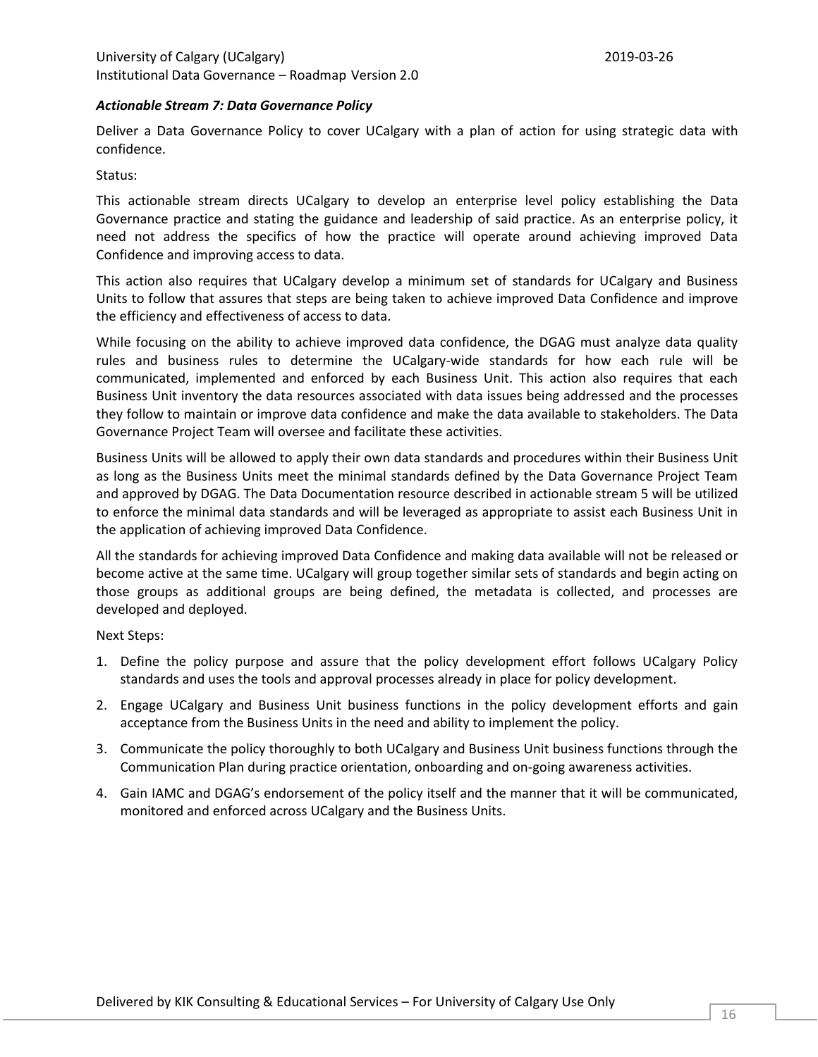***Actionable Stream 7: Data Governance Policy***

Deliver a Data Governance Policy to cover UCalgary with a plan of action for using strategic data with confidence.

Status:

This actionable stream directs UCalgary to develop an enterprise level policy establishing the Data Governance practice and stating the guidance and leadership of said practice. As an enterprise policy, it need not address the specifics of how the practice will operate around achieving improved Data Confidence and improving access to data.

This action also requires that UCalgary develop a minimum set of standards for UCalgary and Business Units to follow that assures that steps are being taken to achieve improved Data Confidence and improve the efficiency and effectiveness of access to data.

While focusing on the ability to achieve improved data confidence, the DGAG must analyze data quality rules and business rules to determine the UCalgary-wide standards for how each rule will be communicated, implemented and enforced by each Business Unit. This action also requires that each Business Unit inventory the data resources associated with data issues being addressed and the processes they follow to maintain or improve data confidence and make the data available to stakeholders. The Data Governance Project Team will oversee and facilitate these activities.

Business Units will be allowed to apply their own data standards and procedures within their Business Unit as long as the Business Units meet the minimal standards defined by the Data Governance Project Team and approved by DGAG. The Data Documentation resource described in actionable stream 5 will be utilized to enforce the minimal data standards and will be leveraged as appropriate to assist each Business Unit in the application of achieving improved Data Confidence.

All the standards for achieving improved Data Confidence and making data available will not be released or become active at the same time. UCalgary will group together similar sets of standards and begin acting on those groups as additional groups are being defined, the metadata is collected, and processes are developed and deployed.

Next Steps:

1. Define the policy purpose and assure that the policy development effort follows UCalgary Policy standards and uses the tools and approval processes already in place for policy development.
2. Engage UCalgary and Business Unit business functions in the policy development efforts and gain acceptance from the Business Units in the need and ability to implement the policy.
3. Communicate the policy thoroughly to both UCalgary and Business Unit business functions through the Communication Plan during practice orientation, onboarding and on-going awareness activities.
4. Gain IAMC and DGAG's endorsement of the policy itself and the manner that it will be communicated, monitored and enforced across UCalgary and the Business Units.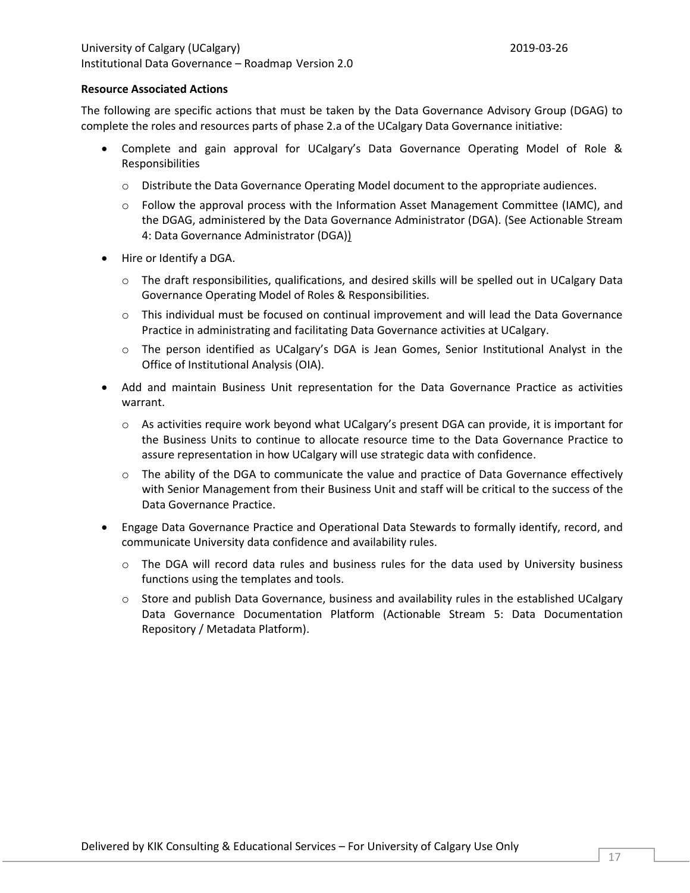**Resource Associated Actions**

The following are specific actions that must be taken by the Data Governance Advisory Group (DGAG) to complete the roles and resources parts of phase 2.a of the UCalgary Data Governance initiative:

- Complete and gain approval for UCalgary's Data Governance Operating Model of Role & Responsibilities
  - Distribute the Data Governance Operating Model document to the appropriate audiences.
  - Follow the approval process with the Information Asset Management Committee (IAMC), and the DGAG, administered by the Data Governance Administrator (DGA). (See Actionable Stream 4: Data Governance Administrator (DGA))
- Hire or Identify a DGA.
  - The draft responsibilities, qualifications, and desired skills will be spelled out in UCalgary Data Governance Operating Model of Roles & Responsibilities.
  - This individual must be focused on continual improvement and will lead the Data Governance Practice in administrating and facilitating Data Governance activities at UCalgary.
  - The person identified as UCalgary's DGA is Jean Gomes, Senior Institutional Analyst in the Office of Institutional Analysis (OIA).
- Add and maintain Business Unit representation for the Data Governance Practice as activities warrant.
  - As activities require work beyond what UCalgary's present DGA can provide, it is important for the Business Units to continue to allocate resource time to the Data Governance Practice to assure representation in how UCalgary will use strategic data with confidence.
  - The ability of the DGA to communicate the value and practice of Data Governance effectively with Senior Management from their Business Unit and staff will be critical to the success of the Data Governance Practice.
- Engage Data Governance Practice and Operational Data Stewards to formally identify, record, and communicate University data confidence and availability rules.
  - The DGA will record data rules and business rules for the data used by University business functions using the templates and tools.
  - Store and publish Data Governance, business and availability rules in the established UCalgary Data Governance Documentation Platform (Actionable Stream 5: Data Documentation Repository / Metadata Platform).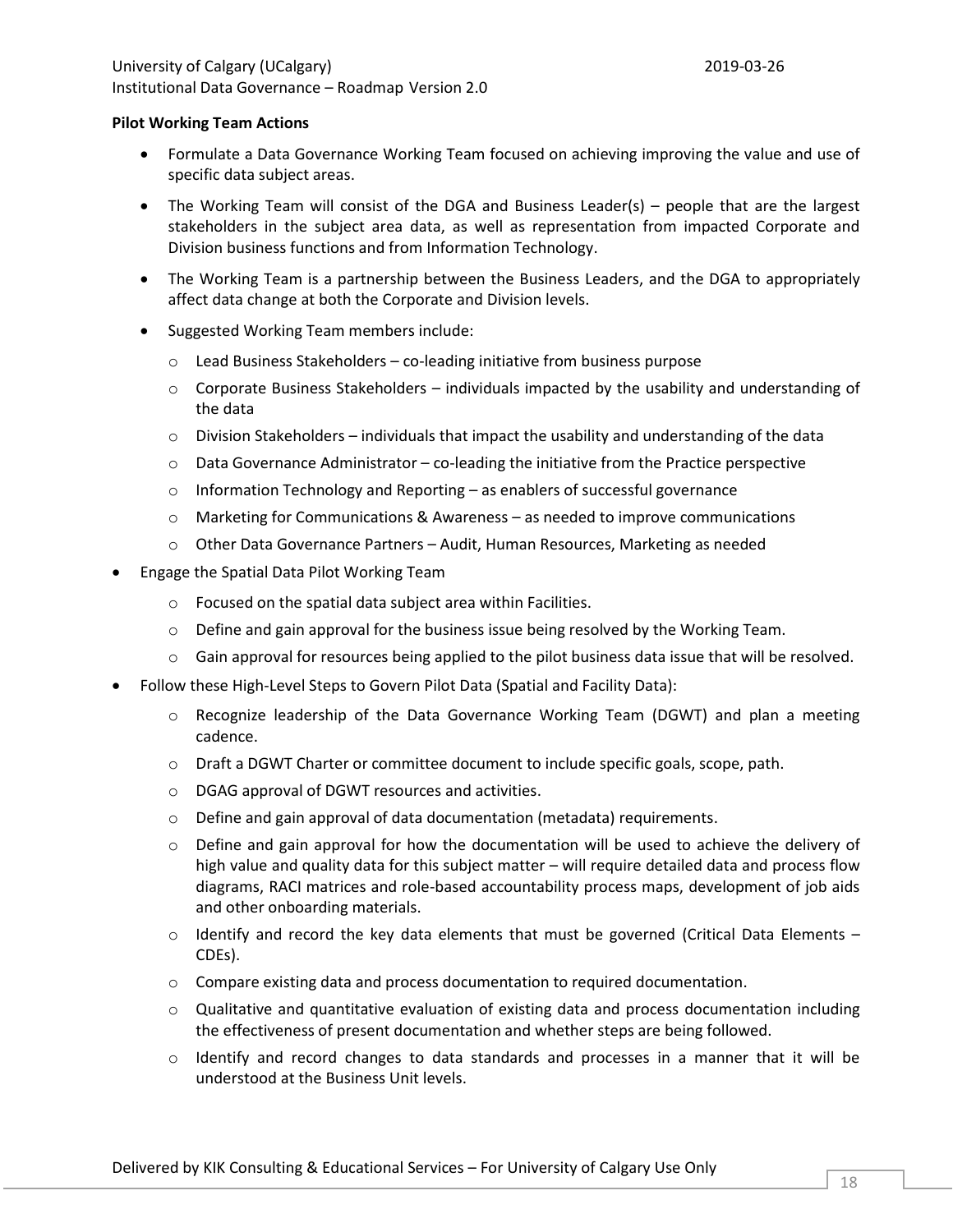**Pilot Working Team Actions**

- Formulate a Data Governance Working Team focused on achieving improving the value and use of specific data subject areas.
- The Working Team will consist of the DGA and Business Leader(s) – people that are the largest stakeholders in the subject area data, as well as representation from impacted Corporate and Division business functions and from Information Technology.
- The Working Team is a partnership between the Business Leaders, and the DGA to appropriately affect data change at both the Corporate and Division levels.
- Suggested Working Team members include:
    - Lead Business Stakeholders – co-leading initiative from business purpose
    - Corporate Business Stakeholders – individuals impacted by the usability and understanding of the data
    - Division Stakeholders – individuals that impact the usability and understanding of the data
    - Data Governance Administrator – co-leading the initiative from the Practice perspective
    - Information Technology and Reporting – as enablers of successful governance
    - Marketing for Communications & Awareness – as needed to improve communications
    - Other Data Governance Partners – Audit, Human Resources, Marketing as needed
- Engage the Spatial Data Pilot Working Team
    - Focused on the spatial data subject area within Facilities.
    - Define and gain approval for the business issue being resolved by the Working Team.
    - Gain approval for resources being applied to the pilot business data issue that will be resolved.
- Follow these High-Level Steps to Govern Pilot Data (Spatial and Facility Data):
    - Recognize leadership of the Data Governance Working Team (DGWT) and plan a meeting cadence.
    - Draft a DGWT Charter or committee document to include specific goals, scope, path.
    - DGAG approval of DGWT resources and activities.
    - Define and gain approval of data documentation (metadata) requirements.
    - Define and gain approval for how the documentation will be used to achieve the delivery of high value and quality data for this subject matter – will require detailed data and process flow diagrams, RACI matrices and role-based accountability process maps, development of job aids and other onboarding materials.
    - Identify and record the key data elements that must be governed (Critical Data Elements – CDEs).
    - Compare existing data and process documentation to required documentation.
    - Qualitative and quantitative evaluation of existing data and process documentation including the effectiveness of present documentation and whether steps are being followed.
    - Identify and record changes to data standards and processes in a manner that it will be understood at the Business Unit levels.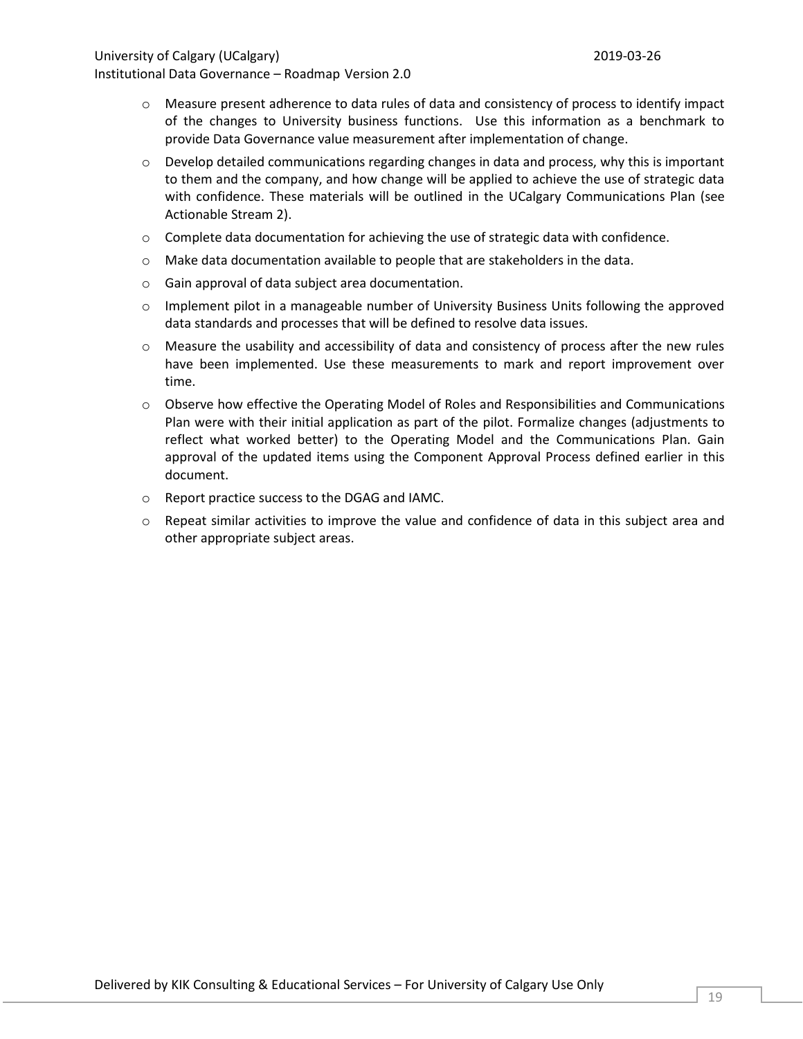- Measure present adherence to data rules of data and consistency of process to identify impact of the changes to University business functions. Use this information as a benchmark to provide Data Governance value measurement after implementation of change.
- Develop detailed communications regarding changes in data and process, why this is important to them and the company, and how change will be applied to achieve the use of strategic data with confidence. These materials will be outlined in the UCalgary Communications Plan (see Actionable Stream 2).
- Complete data documentation for achieving the use of strategic data with confidence.
- Make data documentation available to people that are stakeholders in the data.
- Gain approval of data subject area documentation.
- Implement pilot in a manageable number of University Business Units following the approved data standards and processes that will be defined to resolve data issues.
- Measure the usability and accessibility of data and consistency of process after the new rules have been implemented. Use these measurements to mark and report improvement over time.
- Observe how effective the Operating Model of Roles and Responsibilities and Communications Plan were with their initial application as part of the pilot. Formalize changes (adjustments to reflect what worked better) to the Operating Model and the Communications Plan. Gain approval of the updated items using the Component Approval Process defined earlier in this document.
- Report practice success to the DGAG and IAMC.
- Repeat similar activities to improve the value and confidence of data in this subject area and other appropriate subject areas.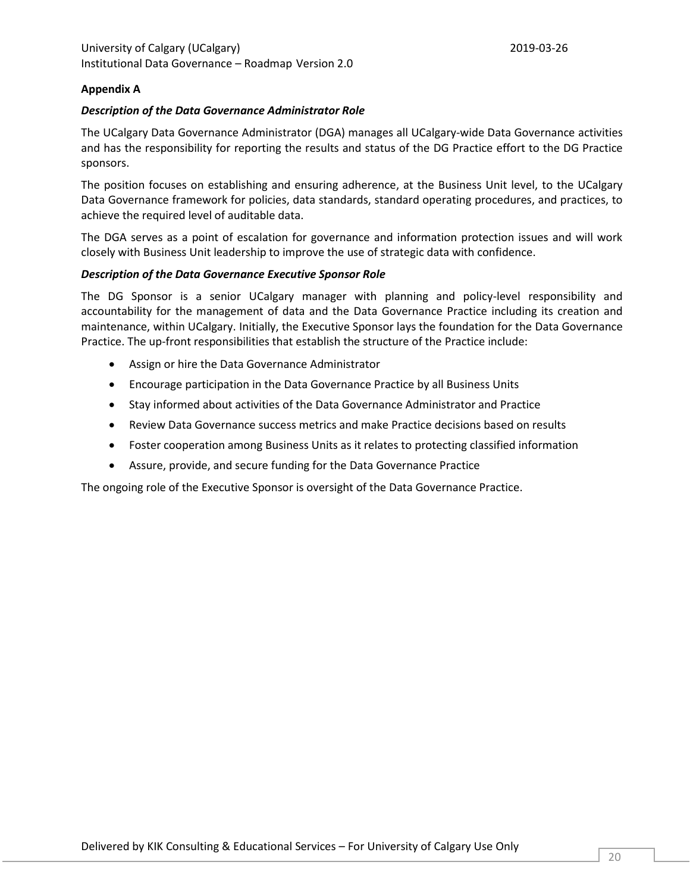## Appendix A

### *Description of the Data Governance Administrator Role*

The UCalgary Data Governance Administrator (DGA) manages all UCalgary-wide Data Governance activities and has the responsibility for reporting the results and status of the DG Practice effort to the DG Practice sponsors.

The position focuses on establishing and ensuring adherence, at the Business Unit level, to the UCalgary Data Governance framework for policies, data standards, standard operating procedures, and practices, to achieve the required level of auditable data.

The DGA serves as a point of escalation for governance and information protection issues and will work closely with Business Unit leadership to improve the use of strategic data with confidence.

### *Description of the Data Governance Executive Sponsor Role*

The DG Sponsor is a senior UCalgary manager with planning and policy-level responsibility and accountability for the management of data and the Data Governance Practice including its creation and maintenance, within UCalgary. Initially, the Executive Sponsor lays the foundation for the Data Governance Practice. The up-front responsibilities that establish the structure of the Practice include:

- Assign or hire the Data Governance Administrator
- Encourage participation in the Data Governance Practice by all Business Units
- Stay informed about activities of the Data Governance Administrator and Practice
- Review Data Governance success metrics and make Practice decisions based on results
- Foster cooperation among Business Units as it relates to protecting classified information
- Assure, provide, and secure funding for the Data Governance Practice

The ongoing role of the Executive Sponsor is oversight of the Data Governance Practice.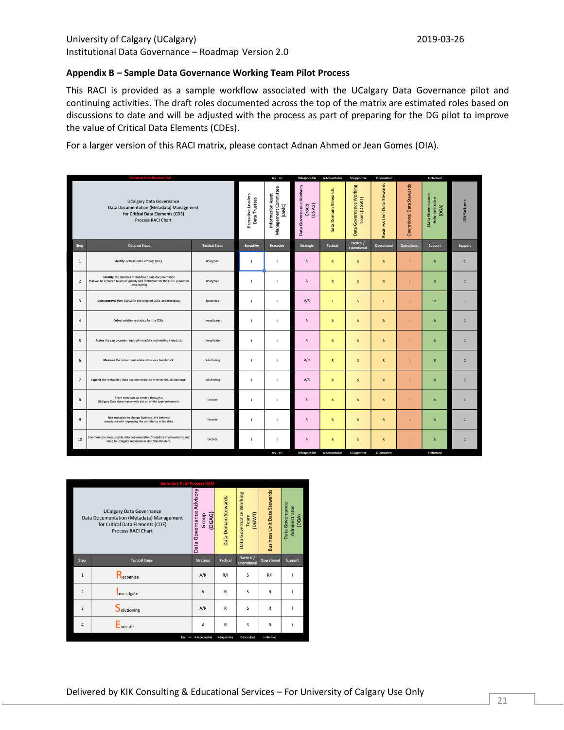## Appendix B – Sample Data Governance Working Team Pilot Process

This RACI is provided as a sample workflow associated with the UCalgary Data Governance pilot and continuing activities. The draft roles documented across the top of the matrix are estimated roles based on discussions to date and will be adjusted with the process as part of preparing for the DG pilot to improve the value of Critical Data Elements (CDEs).

For a larger version of this RACI matrix, please contact Adnan Ahmed or Jean Gomes (OIA).

**Detailed Pilot Process RACI**

Key >> R-Responsible, A-Accountable, S-Supportive, C-Consulted, I-Informed

UCalgary Data Governance Data Documentation (Metadata) Management for Critical Data Elements (CDE) Process RACI Chart

| Step | Detailed Steps | Tactical Steps | Executive Leaders Data Trustees (Executive) | Information Asset Management Committee (IAMC) (Executive) | Data Governance Advisory Group (DGAG) (Strategic) | Data Domain Stewards (Tactical) | Data Governance Working Team (DGWT) (Tactical / Operational) | Business Unit Data Stewards (Operational) | Operational Data Stewards (Operational) | Data Governance Administrator (DGA) (Support) | DGPartners (Support) |
|---|---|---|---|---|---|---|---|---|---|---|---|
| 1 | **Identify** Critical Data Elements (CDE). | Recognize | I | I | A | R | S | R | I | R | C |
| 2 | **Identify** the standard metadata / data documentation that will be required to assure quality and confidence for the CDEs. (Common Data Matrix) | Recognize | I | I | A | R | S | R | I | R | C |
| 3 | **Gain approval** from DGAG for the selected CDEs and metadata. | Recognize | I | I | A/R | I | S | I | I | R | C |
| 4 | **Collect** existing metadata for the CDEs. | Investigate | I | I | A | R | S | R | I | R | C |
| 5 | **Assess** the gap between required metadata and existing metadata. | Investigate | I | I | A | R | S | R | I | R | C |
| 6 | **Measure** the current metadata status as a benchmark. | Solutioning | I | I | A/R | R | S | R | I | R | C |
| 7 | **Expand** the metadata / data documentation to meet minimum standard. | Solutioning | I | I | A/R | R | S | R | I | R | C |
| 8 | Share metadata as needed through a UCalgary Data Governance web-site or similar type instrument. | Execute | I | I | A | R | S | R | I | R | C |
| 9 | **Use** metadata to change Business Unit behavior associated with improving the confidence in the data. | Execute | I | I | A | R | S | R | I | R | C |
| 10 | Communicate measureable data documentation/metadata improvements and value to UCalgary and Business Unit Stakeholders. | Execute | I | I | A | R | S | R | I | R | C |

**Summary Pilot Process RACI**

UCalgary Data Governance Data Documentation (Metadata) Management for Critical Data Elements (CDE) Process RACI Chart

| Step | Tactical Steps | Data Governance Advisory Group (DGAG) (Strategic) | Data Domain Stewards (Tactical) | Data Governance Working Team (DGWT) (Tactical / Operational) | Business Unit Data Stewards (Operational) | Data Governance Administrator (DGA) (Support) |
|---|---|---|---|---|---|---|
| 1 | Recognize | A/R | R/I | S | R/I | I |
| 2 | Investigate | A | R | S | R | I |
| 3 | Solutioning | A/R | R | S | R | I |
| 4 | Execute | A | R | S | R | I |

Key >> A-Accountable, S-Supportive, C-Consulted, I-Informed

Delivered by KIK Consulting & Educational Services – For University of Calgary Use Only